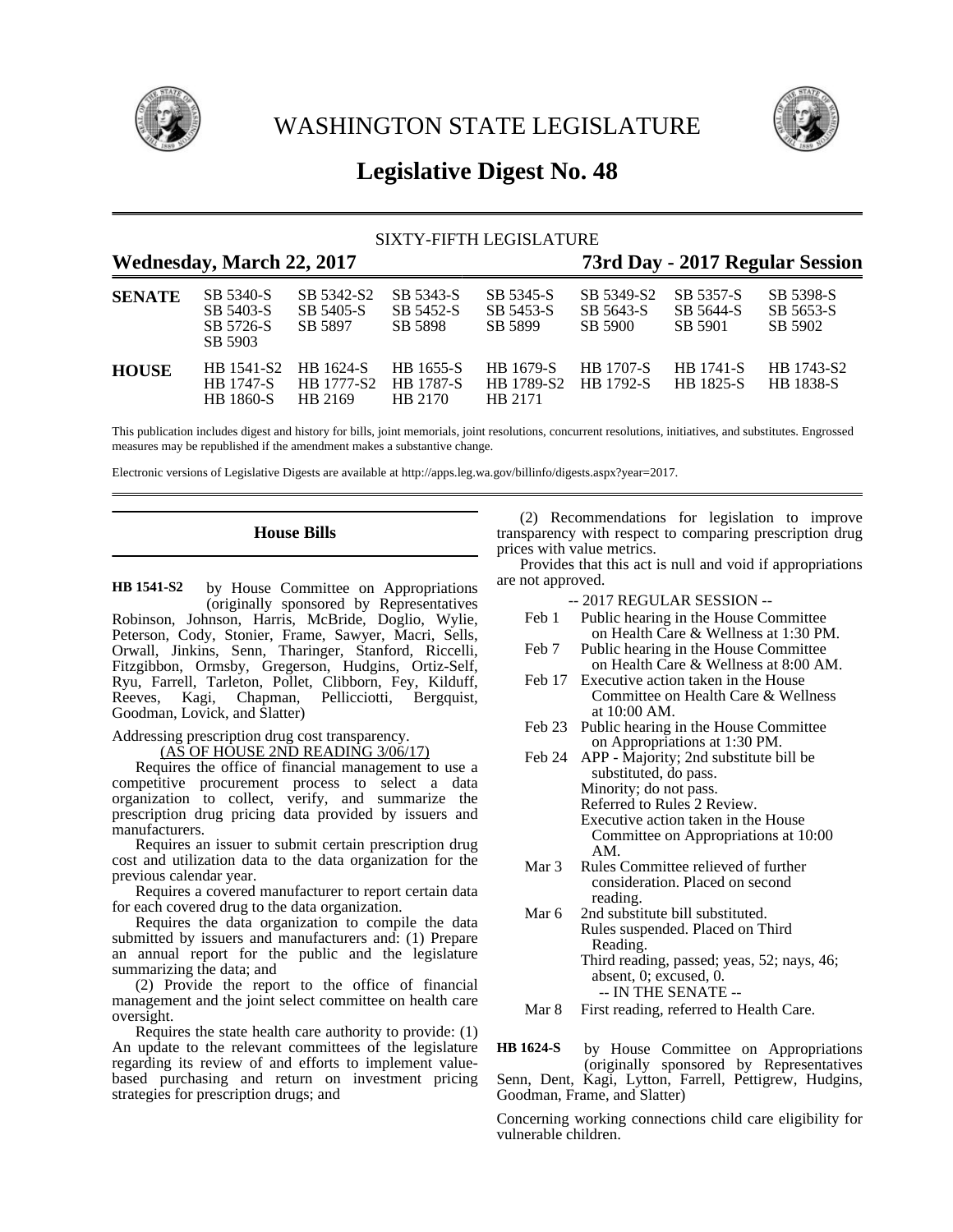# WASHINGTON STATE LEGISLATURE

## Legislative Digest No. 48

SIXTY-FIFTH LEGISLATURE

**Wednesday, March 22, 2017** **73rd Day - 2017 Regular Session**

| | | | | | | | |
|---|---|---|---|---|---|---|---|
| **SENATE** | SB 5340-S | SB 5342-S2 | SB 5343-S | SB 5345-S | SB 5349-S2 | SB 5357-S | SB 5398-S |
| | SB 5403-S | SB 5405-S | SB 5452-S | SB 5453-S | SB 5643-S | SB 5644-S | SB 5653-S |
| | SB 5726-S | SB 5897 | SB 5898 | SB 5899 | SB 5900 | SB 5901 | SB 5902 |
| | SB 5903 | | | | | | |
| **HOUSE** | HB 1541-S2 | HB 1624-S | HB 1655-S | HB 1679-S | HB 1707-S | HB 1741-S | HB 1743-S2 |
| | HB 1747-S | HB 1777-S2 | HB 1787-S | HB 1789-S2 | HB 1792-S | HB 1825-S | HB 1838-S |
| | HB 1860-S | HB 2169 | HB 2170 | HB 2171 | | | |

This publication includes digest and history for bills, joint memorials, joint resolutions, concurrent resolutions, initiatives, and substitutes. Engrossed measures may be republished if the amendment makes a substantive change.

Electronic versions of Legislative Digests are available at http://apps.leg.wa.gov/billinfo/digests.aspx?year=2017.

### House Bills

**HB 1541-S2** by House Committee on Appropriations (originally sponsored by Representatives Robinson, Johnson, Harris, McBride, Doglio, Wylie, Peterson, Cody, Stonier, Frame, Sawyer, Macri, Sells, Orwall, Jinkins, Senn, Tharinger, Stanford, Riccelli, Fitzgibbon, Ormsby, Gregerson, Hudgins, Ortiz-Self, Ryu, Farrell, Tarleton, Pollet, Clibborn, Fey, Kilduff, Reeves, Kagi, Chapman, Pellicciotti, Bergquist, Goodman, Lovick, and Slatter)

Addressing prescription drug cost transparency.

(AS OF HOUSE 2ND READING 3/06/17)

Requires the office of financial management to use a competitive procurement process to select a data organization to collect, verify, and summarize the prescription drug pricing data provided by issuers and manufacturers.

Requires an issuer to submit certain prescription drug cost and utilization data to the data organization for the previous calendar year.

Requires a covered manufacturer to report certain data for each covered drug to the data organization.

Requires the data organization to compile the data submitted by issuers and manufacturers and: (1) Prepare an annual report for the public and the legislature summarizing the data; and

(2) Provide the report to the office of financial management and the joint select committee on health care oversight.

Requires the state health care authority to provide: (1) An update to the relevant committees of the legislature regarding its review of and efforts to implement value-based purchasing and return on investment pricing strategies for prescription drugs; and

(2) Recommendations for legislation to improve transparency with respect to comparing prescription drug prices with value metrics.

Provides that this act is null and void if appropriations are not approved.

-- 2017 REGULAR SESSION --

- Feb 1 Public hearing in the House Committee on Health Care & Wellness at 1:30 PM.
- Feb 7 Public hearing in the House Committee on Health Care & Wellness at 8:00 AM.
- Feb 17 Executive action taken in the House Committee on Health Care & Wellness at 10:00 AM.
- Feb 23 Public hearing in the House Committee on Appropriations at 1:30 PM.
- Feb 24 APP - Majority; 2nd substitute bill be substituted, do pass.
  Minority; do not pass.
  Referred to Rules 2 Review.
  Executive action taken in the House Committee on Appropriations at 10:00 AM.
- Mar 3 Rules Committee relieved of further consideration. Placed on second reading.
- Mar 6 2nd substitute bill substituted.
  Rules suspended. Placed on Third Reading.
  Third reading, passed; yeas, 52; nays, 46; absent, 0; excused, 0.

-- IN THE SENATE --

- Mar 8 First reading, referred to Health Care.

**HB 1624-S** by House Committee on Appropriations (originally sponsored by Representatives Senn, Dent, Kagi, Lytton, Farrell, Pettigrew, Hudgins, Goodman, Frame, and Slatter)

Concerning working connections child care eligibility for vulnerable children.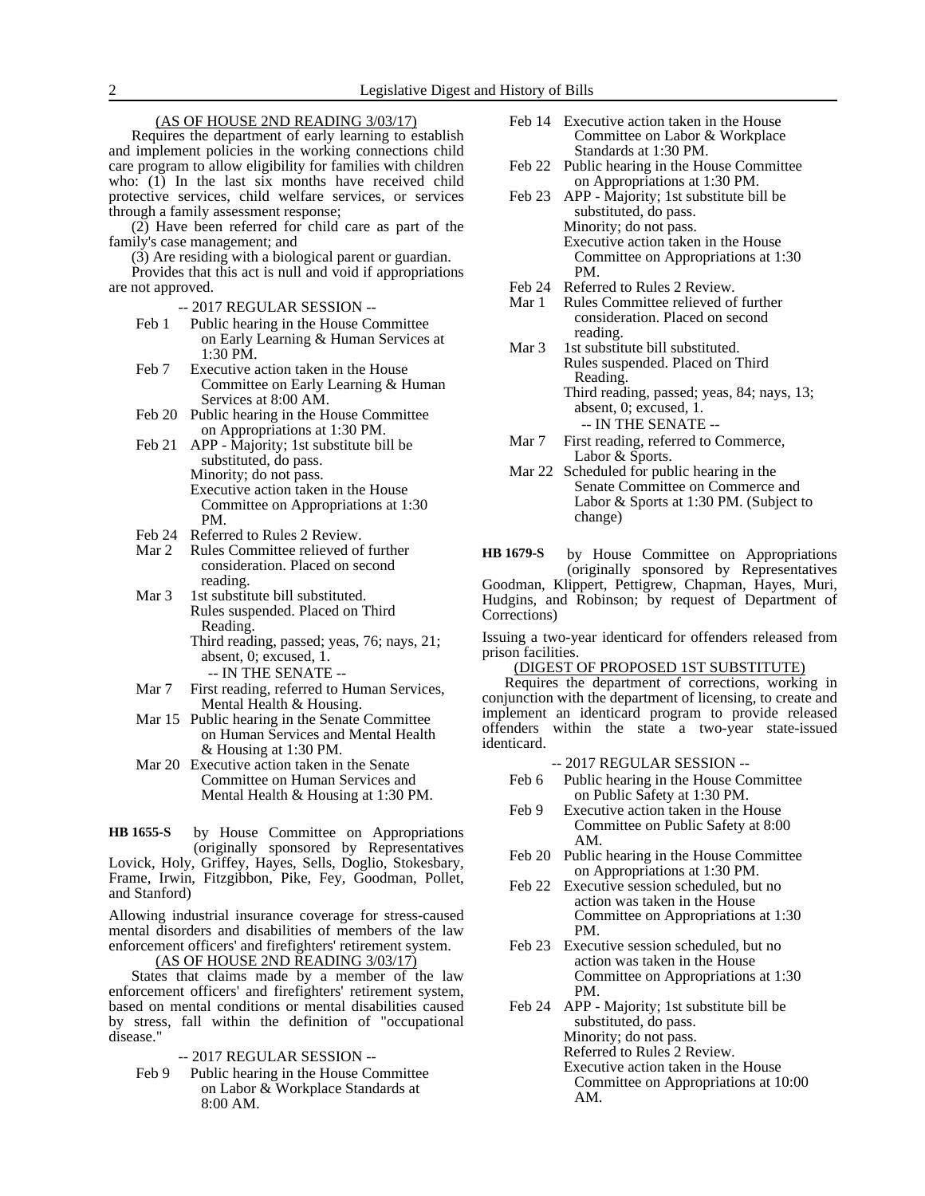(AS OF HOUSE 2ND READING 3/03/17)

Requires the department of early learning to establish and implement policies in the working connections child care program to allow eligibility for families with children who: (1) In the last six months have received child protective services, child welfare services, or services through a family assessment response;

(2) Have been referred for child care as part of the family's case management; and

(3) Are residing with a biological parent or guardian.

Provides that this act is null and void if appropriations are not approved.

-- 2017 REGULAR SESSION --

- Feb 1 Public hearing in the House Committee on Early Learning & Human Services at 1:30 PM.
- Feb 7 Executive action taken in the House Committee on Early Learning & Human Services at 8:00 AM.
- Feb 20 Public hearing in the House Committee on Appropriations at 1:30 PM.
- Feb 21 APP - Majority; 1st substitute bill be substituted, do pass. Minority; do not pass. Executive action taken in the House Committee on Appropriations at 1:30 PM.
- Feb 24 Referred to Rules 2 Review.
- Mar 2 Rules Committee relieved of further consideration. Placed on second reading.
- Mar 3 1st substitute bill substituted. Rules suspended. Placed on Third Reading. Third reading, passed; yeas, 76; nays, 21; absent, 0; excused, 1.

-- IN THE SENATE --

- Mar 7 First reading, referred to Human Services, Mental Health & Housing.
- Mar 15 Public hearing in the Senate Committee on Human Services and Mental Health & Housing at 1:30 PM.
- Mar 20 Executive action taken in the Senate Committee on Human Services and Mental Health & Housing at 1:30 PM.

**HB 1655-S** by House Committee on Appropriations (originally sponsored by Representatives Lovick, Holy, Griffey, Hayes, Sells, Doglio, Stokesbary, Frame, Irwin, Fitzgibbon, Pike, Fey, Goodman, Pollet, and Stanford)

Allowing industrial insurance coverage for stress-caused mental disorders and disabilities of members of the law enforcement officers' and firefighters' retirement system.

(AS OF HOUSE 2ND READING 3/03/17)

States that claims made by a member of the law enforcement officers' and firefighters' retirement system, based on mental conditions or mental disabilities caused by stress, fall within the definition of "occupational disease."

-- 2017 REGULAR SESSION --

- Feb 9 Public hearing in the House Committee on Labor & Workplace Standards at 8:00 AM.
- Feb 14 Executive action taken in the House Committee on Labor & Workplace Standards at 1:30 PM.
- Feb 22 Public hearing in the House Committee on Appropriations at 1:30 PM.
- Feb 23 APP - Majority; 1st substitute bill be substituted, do pass. Minority; do not pass. Executive action taken in the House Committee on Appropriations at 1:30 PM.
- Feb 24 Referred to Rules 2 Review.
- Mar 1 Rules Committee relieved of further consideration. Placed on second reading.
- Mar 3 1st substitute bill substituted. Rules suspended. Placed on Third Reading. Third reading, passed; yeas, 84; nays, 13; absent, 0; excused, 1.

-- IN THE SENATE --

- Mar 7 First reading, referred to Commerce, Labor & Sports.
- Mar 22 Scheduled for public hearing in the Senate Committee on Commerce and Labor & Sports at 1:30 PM. (Subject to change)

**HB 1679-S** by House Committee on Appropriations (originally sponsored by Representatives Goodman, Klippert, Pettigrew, Chapman, Hayes, Muri, Hudgins, and Robinson; by request of Department of Corrections)

Issuing a two-year identicard for offenders released from prison facilities.

(DIGEST OF PROPOSED 1ST SUBSTITUTE)

Requires the department of corrections, working in conjunction with the department of licensing, to create and implement an identicard program to provide released offenders within the state a two-year state-issued identicard.

-- 2017 REGULAR SESSION --

- Feb 6 Public hearing in the House Committee on Public Safety at 1:30 PM.
- Feb 9 Executive action taken in the House Committee on Public Safety at 8:00 AM.
- Feb 20 Public hearing in the House Committee on Appropriations at 1:30 PM.
- Feb 22 Executive session scheduled, but no action was taken in the House Committee on Appropriations at 1:30 PM.
- Feb 23 Executive session scheduled, but no action was taken in the House Committee on Appropriations at 1:30 PM.
- Feb 24 APP - Majority; 1st substitute bill be substituted, do pass. Minority; do not pass. Referred to Rules 2 Review. Executive action taken in the House Committee on Appropriations at 10:00 AM.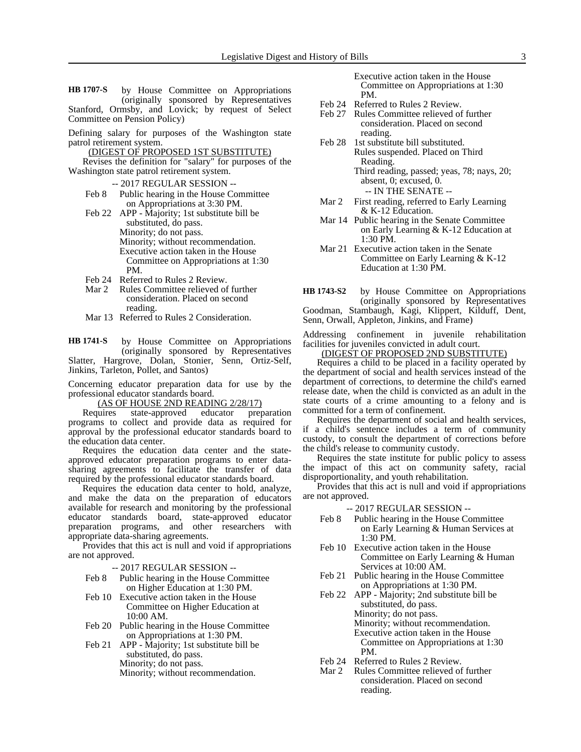**HB 1707-S** by House Committee on Appropriations (originally sponsored by Representatives Stanford, Ormsby, and Lovick; by request of Select Committee on Pension Policy)

Defining salary for purposes of the Washington state patrol retirement system.

(DIGEST OF PROPOSED 1ST SUBSTITUTE)

Revises the definition for "salary" for purposes of the Washington state patrol retirement system.

-- 2017 REGULAR SESSION --

Feb 8 Public hearing in the House Committee on Appropriations at 3:30 PM.

Feb 22 APP - Majority; 1st substitute bill be substituted, do pass.
Minority; do not pass.
Minority; without recommendation.
Executive action taken in the House Committee on Appropriations at 1:30 PM.

Feb 24 Referred to Rules 2 Review.

Mar 2 Rules Committee relieved of further consideration. Placed on second reading.

Mar 13 Referred to Rules 2 Consideration.

**HB 1741-S** by House Committee on Appropriations (originally sponsored by Representatives Slatter, Hargrove, Dolan, Stonier, Senn, Ortiz-Self, Jinkins, Tarleton, Pollet, and Santos)

Concerning educator preparation data for use by the professional educator standards board.

(AS OF HOUSE 2ND READING 2/28/17)

Requires state-approved educator preparation programs to collect and provide data as required for approval by the professional educator standards board to the education data center.

Requires the education data center and the state-approved educator preparation programs to enter data-sharing agreements to facilitate the transfer of data required by the professional educator standards board.

Requires the education data center to hold, analyze, and make the data on the preparation of educators available for research and monitoring by the professional educator standards board, state-approved educator preparation programs, and other researchers with appropriate data-sharing agreements.

Provides that this act is null and void if appropriations are not approved.

-- 2017 REGULAR SESSION --

Feb 8 Public hearing in the House Committee on Higher Education at 1:30 PM.

Feb 10 Executive action taken in the House Committee on Higher Education at 10:00 AM.

Feb 20 Public hearing in the House Committee on Appropriations at 1:30 PM.

Feb 21 APP - Majority; 1st substitute bill be substituted, do pass.
Minority; do not pass.
Minority; without recommendation.
Executive action taken in the House Committee on Appropriations at 1:30 PM.

Feb 24 Referred to Rules 2 Review.

Feb 27 Rules Committee relieved of further consideration. Placed on second reading.

Feb 28 1st substitute bill substituted.
Rules suspended. Placed on Third Reading.
Third reading, passed; yeas, 78; nays, 20; absent, 0; excused, 0.

-- IN THE SENATE --

Mar 2 First reading, referred to Early Learning & K-12 Education.

Mar 14 Public hearing in the Senate Committee on Early Learning & K-12 Education at 1:30 PM.

Mar 21 Executive action taken in the Senate Committee on Early Learning & K-12 Education at 1:30 PM.

**HB 1743-S2** by House Committee on Appropriations (originally sponsored by Representatives Goodman, Stambaugh, Kagi, Klippert, Kilduff, Dent, Senn, Orwall, Appleton, Jinkins, and Frame)

Addressing confinement in juvenile rehabilitation facilities for juveniles convicted in adult court.

(DIGEST OF PROPOSED 2ND SUBSTITUTE)

Requires a child to be placed in a facility operated by the department of social and health services instead of the department of corrections, to determine the child's earned release date, when the child is convicted as an adult in the state courts of a crime amounting to a felony and is committed for a term of confinement.

Requires the department of social and health services, if a child's sentence includes a term of community custody, to consult the department of corrections before the child's release to community custody.

Requires the state institute for public policy to assess the impact of this act on community safety, racial disproportionality, and youth rehabilitation.

Provides that this act is null and void if appropriations are not approved.

-- 2017 REGULAR SESSION --

Feb 8 Public hearing in the House Committee on Early Learning & Human Services at 1:30 PM.

Feb 10 Executive action taken in the House Committee on Early Learning & Human Services at 10:00 AM.

Feb 21 Public hearing in the House Committee on Appropriations at 1:30 PM.

Feb 22 APP - Majority; 2nd substitute bill be substituted, do pass.
Minority; do not pass.
Minority; without recommendation.
Executive action taken in the House Committee on Appropriations at 1:30 PM.

Feb 24 Referred to Rules 2 Review.

Mar 2 Rules Committee relieved of further consideration. Placed on second reading.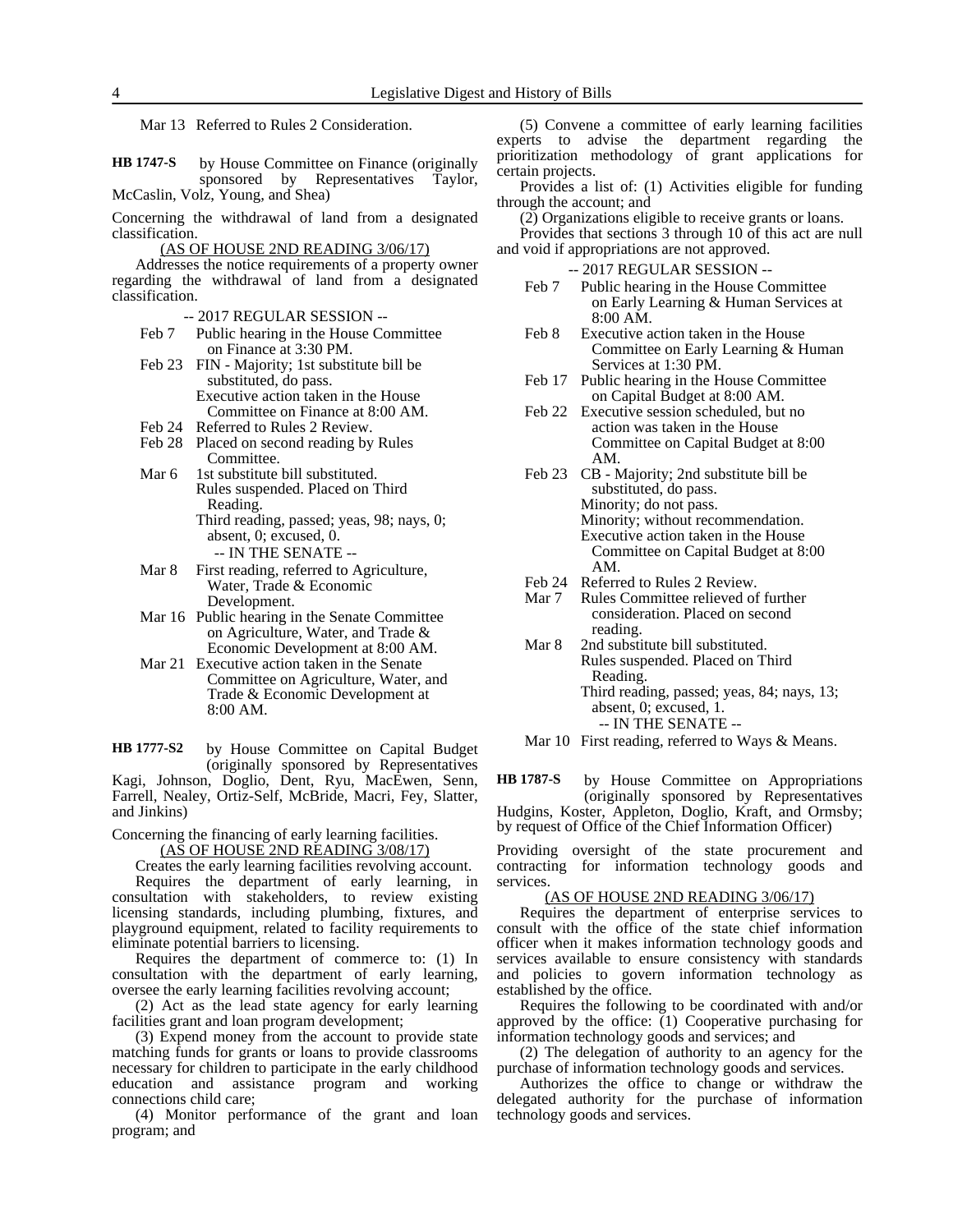Mar 13 Referred to Rules 2 Consideration.

**HB 1747-S** by House Committee on Finance (originally sponsored by Representatives Taylor, McCaslin, Volz, Young, and Shea)

Concerning the withdrawal of land from a designated classification.

(AS OF HOUSE 2ND READING 3/06/17)

Addresses the notice requirements of a property owner regarding the withdrawal of land from a designated classification.

-- 2017 REGULAR SESSION --

Feb 7 Public hearing in the House Committee on Finance at 3:30 PM.

Feb 23 FIN - Majority; 1st substitute bill be substituted, do pass.
Executive action taken in the House Committee on Finance at 8:00 AM.

Feb 24 Referred to Rules 2 Review.

Feb 28 Placed on second reading by Rules Committee.

Mar 6 1st substitute bill substituted.
Rules suspended. Placed on Third Reading.
Third reading, passed; yeas, 98; nays, 0; absent, 0; excused, 0.

-- IN THE SENATE --

Mar 8 First reading, referred to Agriculture, Water, Trade & Economic Development.

Mar 16 Public hearing in the Senate Committee on Agriculture, Water, and Trade & Economic Development at 8:00 AM.

Mar 21 Executive action taken in the Senate Committee on Agriculture, Water, and Trade & Economic Development at 8:00 AM.

**HB 1777-S2** by House Committee on Capital Budget (originally sponsored by Representatives Kagi, Johnson, Doglio, Dent, Ryu, MacEwen, Senn, Farrell, Nealey, Ortiz-Self, McBride, Macri, Fey, Slatter, and Jinkins)

Concerning the financing of early learning facilities.

(AS OF HOUSE 2ND READING 3/08/17)

Creates the early learning facilities revolving account.

Requires the department of early learning, in consultation with stakeholders, to review existing licensing standards, including plumbing, fixtures, and playground equipment, related to facility requirements to eliminate potential barriers to licensing.

Requires the department of commerce to: (1) In consultation with the department of early learning, oversee the early learning facilities revolving account;

(2) Act as the lead state agency for early learning facilities grant and loan program development;

(3) Expend money from the account to provide state matching funds for grants or loans to provide classrooms necessary for children to participate in the early childhood education and assistance program and working connections child care;

(4) Monitor performance of the grant and loan program; and

(5) Convene a committee of early learning facilities experts to advise the department regarding the prioritization methodology of grant applications for certain projects.

Provides a list of: (1) Activities eligible for funding through the account; and

(2) Organizations eligible to receive grants or loans.

Provides that sections 3 through 10 of this act are null and void if appropriations are not approved.

-- 2017 REGULAR SESSION --

Feb 7 Public hearing in the House Committee on Early Learning & Human Services at 8:00 AM.

Feb 8 Executive action taken in the House Committee on Early Learning & Human Services at 1:30 PM.

Feb 17 Public hearing in the House Committee on Capital Budget at 8:00 AM.

Feb 22 Executive session scheduled, but no action was taken in the House Committee on Capital Budget at 8:00 AM.

Feb 23 CB - Majority; 2nd substitute bill be substituted, do pass.
Minority; do not pass.
Minority; without recommendation.
Executive action taken in the House Committee on Capital Budget at 8:00 AM.

Feb 24 Referred to Rules 2 Review.

Mar 7 Rules Committee relieved of further consideration. Placed on second reading.

Mar 8 2nd substitute bill substituted.
Rules suspended. Placed on Third Reading.
Third reading, passed; yeas, 84; nays, 13; absent, 0; excused, 1.

-- IN THE SENATE --

Mar 10 First reading, referred to Ways & Means.

**HB 1787-S** by House Committee on Appropriations (originally sponsored by Representatives Hudgins, Koster, Appleton, Doglio, Kraft, and Ormsby; by request of Office of the Chief Information Officer)

Providing oversight of the state procurement and contracting for information technology goods and services.

(AS OF HOUSE 2ND READING 3/06/17)

Requires the department of enterprise services to consult with the office of the state chief information officer when it makes information technology goods and services available to ensure consistency with standards and policies to govern information technology as established by the office.

Requires the following to be coordinated with and/or approved by the office: (1) Cooperative purchasing for information technology goods and services; and

(2) The delegation of authority to an agency for the purchase of information technology goods and services.

Authorizes the office to change or withdraw the delegated authority for the purchase of information technology goods and services.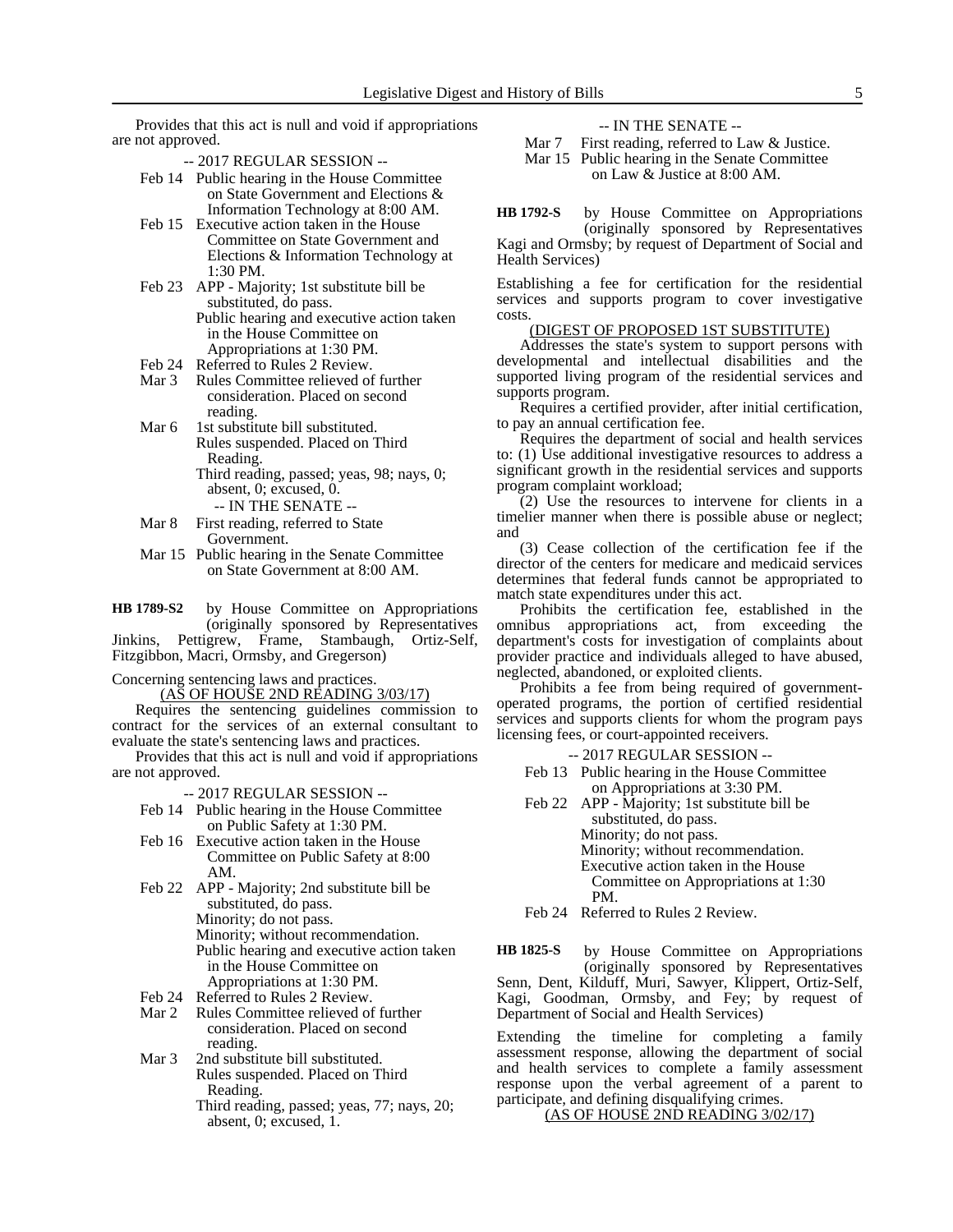Provides that this act is null and void if appropriations are not approved.

-- 2017 REGULAR SESSION --

- Feb 14 Public hearing in the House Committee on State Government and Elections & Information Technology at 8:00 AM.
- Feb 15 Executive action taken in the House Committee on State Government and Elections & Information Technology at 1:30 PM.
- Feb 23 APP - Majority; 1st substitute bill be substituted, do pass.
  Public hearing and executive action taken in the House Committee on Appropriations at 1:30 PM.
- Feb 24 Referred to Rules 2 Review.
- Mar 3 Rules Committee relieved of further consideration. Placed on second reading.
- Mar 6 1st substitute bill substituted.
  Rules suspended. Placed on Third Reading.
  Third reading, passed; yeas, 98; nays, 0; absent, 0; excused, 0.

-- IN THE SENATE --

- Mar 8 First reading, referred to State Government.
- Mar 15 Public hearing in the Senate Committee on State Government at 8:00 AM.

**HB 1789-S2** by House Committee on Appropriations (originally sponsored by Representatives Jinkins, Pettigrew, Frame, Stambaugh, Ortiz-Self, Fitzgibbon, Macri, Ormsby, and Gregerson)

Concerning sentencing laws and practices.

(AS OF HOUSE 2ND READING 3/03/17)

Requires the sentencing guidelines commission to contract for the services of an external consultant to evaluate the state's sentencing laws and practices.

Provides that this act is null and void if appropriations are not approved.

-- 2017 REGULAR SESSION --

- Feb 14 Public hearing in the House Committee on Public Safety at 1:30 PM.
- Feb 16 Executive action taken in the House Committee on Public Safety at 8:00 AM.
- Feb 22 APP - Majority; 2nd substitute bill be substituted, do pass.
  Minority; do not pass.
  Minority; without recommendation.
  Public hearing and executive action taken in the House Committee on Appropriations at 1:30 PM.
- Feb 24 Referred to Rules 2 Review.
- Mar 2 Rules Committee relieved of further consideration. Placed on second reading.
- Mar 3 2nd substitute bill substituted.
  Rules suspended. Placed on Third Reading.
  Third reading, passed; yeas, 77; nays, 20; absent, 0; excused, 1.

-- IN THE SENATE --

- Mar 7 First reading, referred to Law & Justice.
- Mar 15 Public hearing in the Senate Committee on Law & Justice at 8:00 AM.

**HB 1792-S** by House Committee on Appropriations (originally sponsored by Representatives Kagi and Ormsby; by request of Department of Social and Health Services)

Establishing a fee for certification for the residential services and supports program to cover investigative costs.

(DIGEST OF PROPOSED 1ST SUBSTITUTE)

Addresses the state's system to support persons with developmental and intellectual disabilities and the supported living program of the residential services and supports program.

Requires a certified provider, after initial certification, to pay an annual certification fee.

Requires the department of social and health services to: (1) Use additional investigative resources to address a significant growth in the residential services and supports program complaint workload;

(2) Use the resources to intervene for clients in a timelier manner when there is possible abuse or neglect; and

(3) Cease collection of the certification fee if the director of the centers for medicare and medicaid services determines that federal funds cannot be appropriated to match state expenditures under this act.

Prohibits the certification fee, established in the omnibus appropriations act, from exceeding the department's costs for investigation of complaints about provider practice and individuals alleged to have abused, neglected, abandoned, or exploited clients.

Prohibits a fee from being required of government-operated programs, the portion of certified residential services and supports clients for whom the program pays licensing fees, or court-appointed receivers.

-- 2017 REGULAR SESSION --

- Feb 13 Public hearing in the House Committee on Appropriations at 3:30 PM.
- Feb 22 APP - Majority; 1st substitute bill be substituted, do pass.
  Minority; do not pass.
  Minority; without recommendation.
  Executive action taken in the House Committee on Appropriations at 1:30 PM.
- Feb 24 Referred to Rules 2 Review.

**HB 1825-S** by House Committee on Appropriations (originally sponsored by Representatives Senn, Dent, Kilduff, Muri, Sawyer, Klippert, Ortiz-Self, Kagi, Goodman, Ormsby, and Fey; by request of Department of Social and Health Services)

Extending the timeline for completing a family assessment response, allowing the department of social and health services to complete a family assessment response upon the verbal agreement of a parent to participate, and defining disqualifying crimes.

(AS OF HOUSE 2ND READING 3/02/17)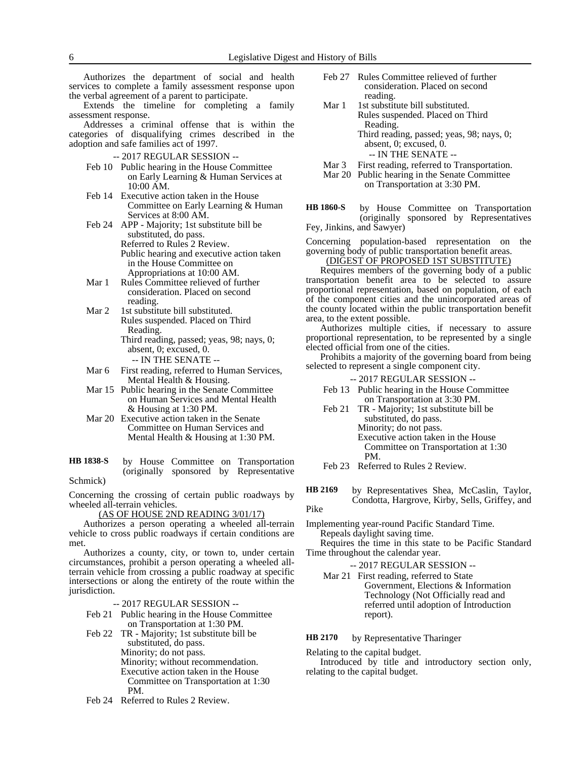Authorizes the department of social and health services to complete a family assessment response upon the verbal agreement of a parent to participate.

Extends the timeline for completing a family assessment response.

Addresses a criminal offense that is within the categories of disqualifying crimes described in the adoption and safe families act of 1997.

-- 2017 REGULAR SESSION --

- Feb 10 Public hearing in the House Committee on Early Learning & Human Services at 10:00 AM.
- Feb 14 Executive action taken in the House Committee on Early Learning & Human Services at 8:00 AM.
- Feb 24 APP - Majority; 1st substitute bill be substituted, do pass.
  Referred to Rules 2 Review.
  Public hearing and executive action taken in the House Committee on Appropriations at 10:00 AM.
- Mar 1 Rules Committee relieved of further consideration. Placed on second reading.
- Mar 2 1st substitute bill substituted.
  Rules suspended. Placed on Third Reading.
  Third reading, passed; yeas, 98; nays, 0; absent, 0; excused, 0.

-- IN THE SENATE --

- Mar 6 First reading, referred to Human Services, Mental Health & Housing.
- Mar 15 Public hearing in the Senate Committee on Human Services and Mental Health & Housing at 1:30 PM.
- Mar 20 Executive action taken in the Senate Committee on Human Services and Mental Health & Housing at 1:30 PM.

**HB 1838-S** by House Committee on Transportation (originally sponsored by Representative Schmick)

Concerning the crossing of certain public roadways by wheeled all-terrain vehicles.

(AS OF HOUSE 2ND READING 3/01/17)

Authorizes a person operating a wheeled all-terrain vehicle to cross public roadways if certain conditions are met.

Authorizes a county, city, or town to, under certain circumstances, prohibit a person operating a wheeled all-terrain vehicle from crossing a public roadway at specific intersections or along the entirety of the route within the jurisdiction.

-- 2017 REGULAR SESSION --

- Feb 21 Public hearing in the House Committee on Transportation at 1:30 PM.
- Feb 22 TR - Majority; 1st substitute bill be substituted, do pass.
  Minority; do not pass.
  Minority; without recommendation.
  Executive action taken in the House Committee on Transportation at 1:30 PM.
- Feb 24 Referred to Rules 2 Review.
- Feb 27 Rules Committee relieved of further consideration. Placed on second reading.
- Mar 1 1st substitute bill substituted.
  Rules suspended. Placed on Third Reading.
  Third reading, passed; yeas, 98; nays, 0; absent, 0; excused, 0.

-- IN THE SENATE --

- Mar 3 First reading, referred to Transportation.
- Mar 20 Public hearing in the Senate Committee on Transportation at 3:30 PM.

**HB 1860-S** by House Committee on Transportation (originally sponsored by Representatives Fey, Jinkins, and Sawyer)

Concerning population-based representation on the governing body of public transportation benefit areas.

(DIGEST OF PROPOSED 1ST SUBSTITUTE)

Requires members of the governing body of a public transportation benefit area to be selected to assure proportional representation, based on population, of each of the component cities and the unincorporated areas of the county located within the public transportation benefit area, to the extent possible.

Authorizes multiple cities, if necessary to assure proportional representation, to be represented by a single elected official from one of the cities.

Prohibits a majority of the governing board from being selected to represent a single component city.

-- 2017 REGULAR SESSION --

- Feb 13 Public hearing in the House Committee on Transportation at 3:30 PM.
- Feb 21 TR - Majority; 1st substitute bill be substituted, do pass.
  Minority; do not pass.
  Executive action taken in the House Committee on Transportation at 1:30 PM.
- Feb 23 Referred to Rules 2 Review.

**HB 2169** by Representatives Shea, McCaslin, Taylor, Condotta, Hargrove, Kirby, Sells, Griffey, and Pike

Implementing year-round Pacific Standard Time.

Repeals daylight saving time.

Requires the time in this state to be Pacific Standard Time throughout the calendar year.

-- 2017 REGULAR SESSION --

- Mar 21 First reading, referred to State Government, Elections & Information Technology (Not Officially read and referred until adoption of Introduction report).

**HB 2170** by Representative Tharinger

Relating to the capital budget.

Introduced by title and introductory section only, relating to the capital budget.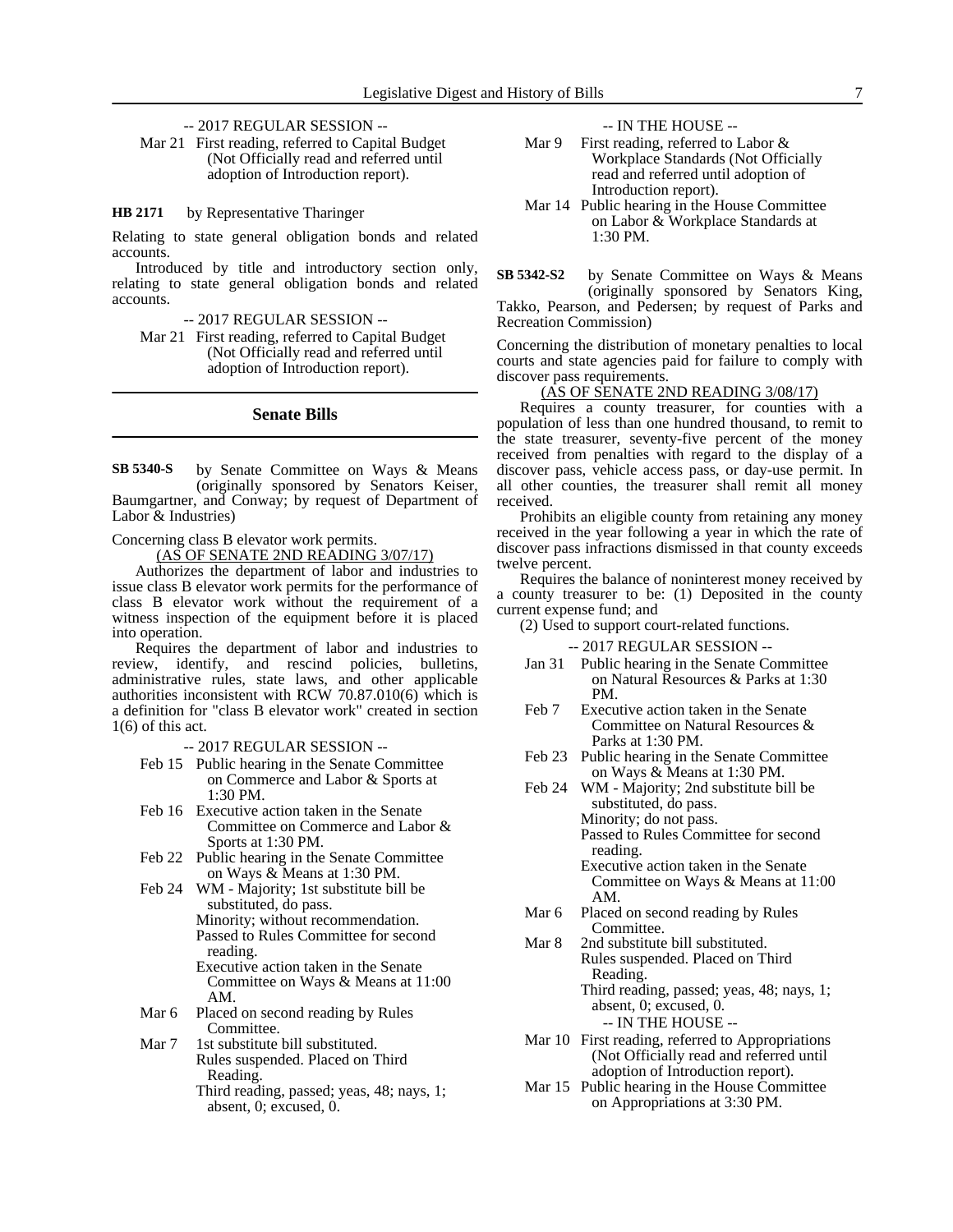-- 2017 REGULAR SESSION --

Mar 21 First reading, referred to Capital Budget (Not Officially read and referred until adoption of Introduction report).

**HB 2171** by Representative Tharinger

Relating to state general obligation bonds and related accounts.

Introduced by title and introductory section only, relating to state general obligation bonds and related accounts.

-- 2017 REGULAR SESSION --

Mar 21 First reading, referred to Capital Budget (Not Officially read and referred until adoption of Introduction report).

## Senate Bills

**SB 5340-S** by Senate Committee on Ways & Means (originally sponsored by Senators Keiser, Baumgartner, and Conway; by request of Department of Labor & Industries)

Concerning class B elevator work permits.

(AS OF SENATE 2ND READING 3/07/17)

Authorizes the department of labor and industries to issue class B elevator work permits for the performance of class B elevator work without the requirement of a witness inspection of the equipment before it is placed into operation.

Requires the department of labor and industries to review, identify, and rescind policies, bulletins, administrative rules, state laws, and other applicable authorities inconsistent with RCW 70.87.010(6) which is a definition for "class B elevator work" created in section 1(6) of this act.

-- 2017 REGULAR SESSION --

Feb 15 Public hearing in the Senate Committee on Commerce and Labor & Sports at 1:30 PM.

Feb 16 Executive action taken in the Senate Committee on Commerce and Labor & Sports at 1:30 PM.

Feb 22 Public hearing in the Senate Committee on Ways & Means at 1:30 PM.

Feb 24 WM - Majority; 1st substitute bill be substituted, do pass.
Minority; without recommendation.
Passed to Rules Committee for second reading.
Executive action taken in the Senate Committee on Ways & Means at 11:00 AM.

Mar 6 Placed on second reading by Rules Committee.

Mar 7 1st substitute bill substituted.
Rules suspended. Placed on Third Reading.
Third reading, passed; yeas, 48; nays, 1; absent, 0; excused, 0.

-- IN THE HOUSE --

Mar 9 First reading, referred to Labor & Workplace Standards (Not Officially read and referred until adoption of Introduction report).

Mar 14 Public hearing in the House Committee on Labor & Workplace Standards at 1:30 PM.

**SB 5342-S2** by Senate Committee on Ways & Means (originally sponsored by Senators King, Takko, Pearson, and Pedersen; by request of Parks and Recreation Commission)

Concerning the distribution of monetary penalties to local courts and state agencies paid for failure to comply with discover pass requirements.

(AS OF SENATE 2ND READING 3/08/17)

Requires a county treasurer, for counties with a population of less than one hundred thousand, to remit to the state treasurer, seventy-five percent of the money received from penalties with regard to the display of a discover pass, vehicle access pass, or day-use permit. In all other counties, the treasurer shall remit all money received.

Prohibits an eligible county from retaining any money received in the year following a year in which the rate of discover pass infractions dismissed in that county exceeds twelve percent.

Requires the balance of noninterest money received by a county treasurer to be: (1) Deposited in the county current expense fund; and

(2) Used to support court-related functions.

-- 2017 REGULAR SESSION --

Jan 31 Public hearing in the Senate Committee on Natural Resources & Parks at 1:30 PM.

Feb 7 Executive action taken in the Senate Committee on Natural Resources & Parks at 1:30 PM.

Feb 23 Public hearing in the Senate Committee on Ways & Means at 1:30 PM.

Feb 24 WM - Majority; 2nd substitute bill be substituted, do pass.
Minority; do not pass.
Passed to Rules Committee for second reading.
Executive action taken in the Senate Committee on Ways & Means at 11:00 AM.

Mar 6 Placed on second reading by Rules Committee.

Mar 8 2nd substitute bill substituted.
Rules suspended. Placed on Third Reading.
Third reading, passed; yeas, 48; nays, 1; absent, 0; excused, 0.

-- IN THE HOUSE --

Mar 10 First reading, referred to Appropriations (Not Officially read and referred until adoption of Introduction report).

Mar 15 Public hearing in the House Committee on Appropriations at 3:30 PM.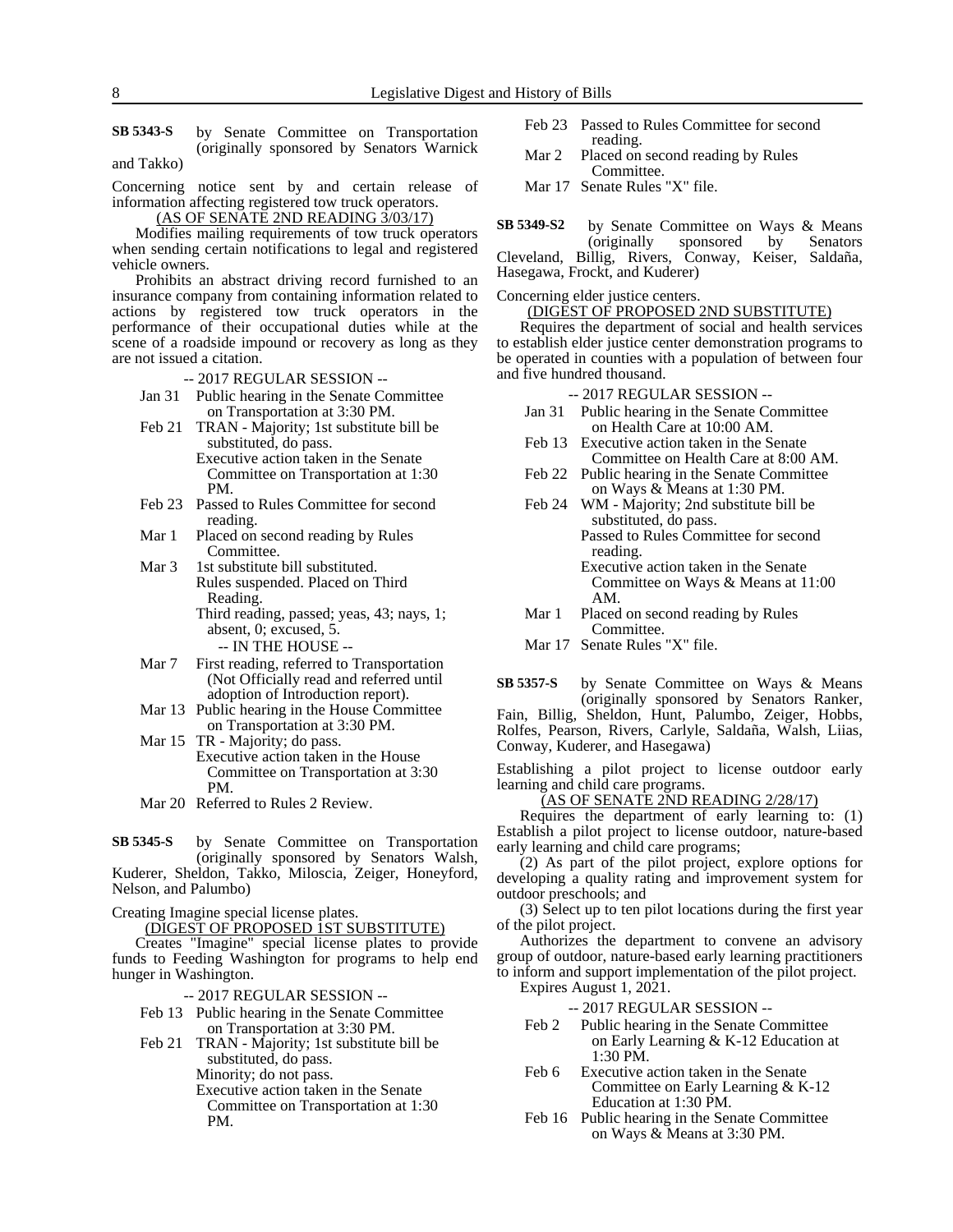**SB 5343-S** by Senate Committee on Transportation (originally sponsored by Senators Warnick and Takko)

Concerning notice sent by and certain release of information affecting registered tow truck operators.

(AS OF SENATE 2ND READING 3/03/17)

Modifies mailing requirements of tow truck operators when sending certain notifications to legal and registered vehicle owners.

Prohibits an abstract driving record furnished to an insurance company from containing information related to actions by registered tow truck operators in the performance of their occupational duties while at the scene of a roadside impound or recovery as long as they are not issued a citation.

-- 2017 REGULAR SESSION --

Jan 31 Public hearing in the Senate Committee on Transportation at 3:30 PM.

Feb 21 TRAN - Majority; 1st substitute bill be substituted, do pass.
Executive action taken in the Senate Committee on Transportation at 1:30 PM.

Feb 23 Passed to Rules Committee for second reading.

Mar 1 Placed on second reading by Rules Committee.

Mar 3 1st substitute bill substituted.
Rules suspended. Placed on Third Reading.
Third reading, passed; yeas, 43; nays, 1; absent, 0; excused, 5.

-- IN THE HOUSE --

Mar 7 First reading, referred to Transportation (Not Officially read and referred until adoption of Introduction report).

Mar 13 Public hearing in the House Committee on Transportation at 3:30 PM.

Mar 15 TR - Majority; do pass.
Executive action taken in the House Committee on Transportation at 3:30 PM.

Mar 20 Referred to Rules 2 Review.

**SB 5345-S** by Senate Committee on Transportation (originally sponsored by Senators Walsh, Kuderer, Sheldon, Takko, Miloscia, Zeiger, Honeyford, Nelson, and Palumbo)

Creating Imagine special license plates.

(DIGEST OF PROPOSED 1ST SUBSTITUTE)

Creates "Imagine" special license plates to provide funds to Feeding Washington for programs to help end hunger in Washington.

-- 2017 REGULAR SESSION --

Feb 13 Public hearing in the Senate Committee on Transportation at 3:30 PM.

Feb 21 TRAN - Majority; 1st substitute bill be substituted, do pass.
Minority; do not pass.
Executive action taken in the Senate Committee on Transportation at 1:30 PM.

Feb 23 Passed to Rules Committee for second reading.

Mar 2 Placed on second reading by Rules Committee.

Mar 17 Senate Rules "X" file.

**SB 5349-S2** by Senate Committee on Ways & Means (originally sponsored by Senators Cleveland, Billig, Rivers, Conway, Keiser, Saldaña, Hasegawa, Frockt, and Kuderer)

Concerning elder justice centers.

(DIGEST OF PROPOSED 2ND SUBSTITUTE)

Requires the department of social and health services to establish elder justice center demonstration programs to be operated in counties with a population of between four and five hundred thousand.

-- 2017 REGULAR SESSION --

Jan 31 Public hearing in the Senate Committee on Health Care at 10:00 AM.

Feb 13 Executive action taken in the Senate Committee on Health Care at 8:00 AM.

Feb 22 Public hearing in the Senate Committee on Ways & Means at 1:30 PM.

Feb 24 WM - Majority; 2nd substitute bill be substituted, do pass.
Passed to Rules Committee for second reading.
Executive action taken in the Senate Committee on Ways & Means at 11:00 AM.

Mar 1 Placed on second reading by Rules Committee.

Mar 17 Senate Rules "X" file.

**SB 5357-S** by Senate Committee on Ways & Means (originally sponsored by Senators Ranker, Fain, Billig, Sheldon, Hunt, Palumbo, Zeiger, Hobbs, Rolfes, Pearson, Rivers, Carlyle, Saldaña, Walsh, Liias, Conway, Kuderer, and Hasegawa)

Establishing a pilot project to license outdoor early learning and child care programs.

(AS OF SENATE 2ND READING 2/28/17)

Requires the department of early learning to: (1) Establish a pilot project to license outdoor, nature-based early learning and child care programs;

(2) As part of the pilot project, explore options for developing a quality rating and improvement system for outdoor preschools; and

(3) Select up to ten pilot locations during the first year of the pilot project.

Authorizes the department to convene an advisory group of outdoor, nature-based early learning practitioners to inform and support implementation of the pilot project.

Expires August 1, 2021.

-- 2017 REGULAR SESSION --

Feb 2 Public hearing in the Senate Committee on Early Learning & K-12 Education at 1:30 PM.

Feb 6 Executive action taken in the Senate Committee on Early Learning & K-12 Education at 1:30 PM.

Feb 16 Public hearing in the Senate Committee on Ways & Means at 3:30 PM.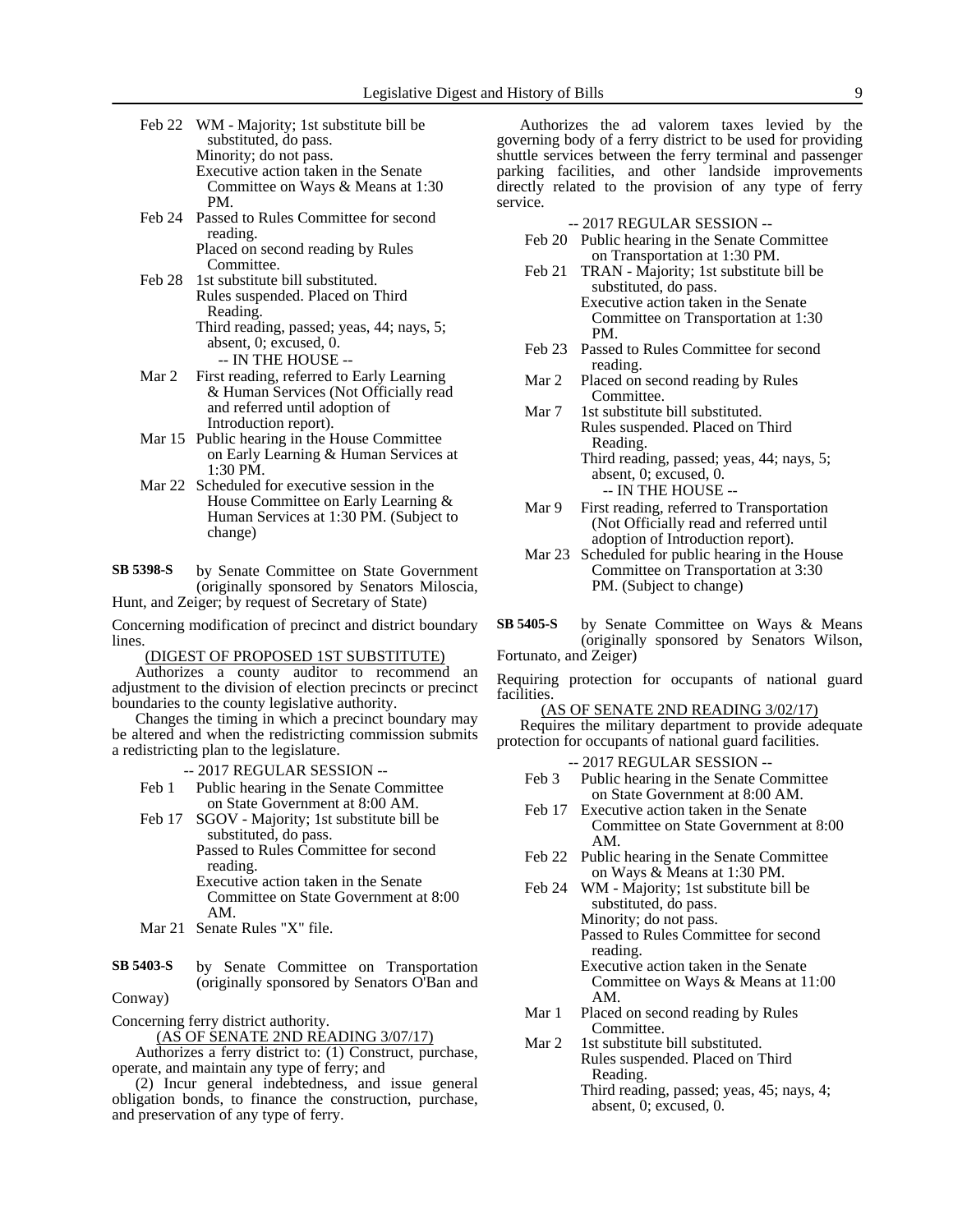Feb 22 WM - Majority; 1st substitute bill be substituted, do pass.
Minority; do not pass.
Executive action taken in the Senate Committee on Ways & Means at 1:30 PM.

Feb 24 Passed to Rules Committee for second reading.
Placed on second reading by Rules Committee.

Feb 28 1st substitute bill substituted.
Rules suspended. Placed on Third Reading.
Third reading, passed; yeas, 44; nays, 5; absent, 0; excused, 0.

-- IN THE HOUSE --

Mar 2 First reading, referred to Early Learning & Human Services (Not Officially read and referred until adoption of Introduction report).

Mar 15 Public hearing in the House Committee on Early Learning & Human Services at 1:30 PM.

Mar 22 Scheduled for executive session in the House Committee on Early Learning & Human Services at 1:30 PM. (Subject to change)

**SB 5398-S** by Senate Committee on State Government (originally sponsored by Senators Miloscia, Hunt, and Zeiger; by request of Secretary of State)

Concerning modification of precinct and district boundary lines.

(DIGEST OF PROPOSED 1ST SUBSTITUTE)

Authorizes a county auditor to recommend an adjustment to the division of election precincts or precinct boundaries to the county legislative authority.

Changes the timing in which a precinct boundary may be altered and when the redistricting commission submits a redistricting plan to the legislature.

-- 2017 REGULAR SESSION --

Feb 1 Public hearing in the Senate Committee on State Government at 8:00 AM.

Feb 17 SGOV - Majority; 1st substitute bill be substituted, do pass.
Passed to Rules Committee for second reading.
Executive action taken in the Senate Committee on State Government at 8:00 AM.

Mar 21 Senate Rules "X" file.

**SB 5403-S** by Senate Committee on Transportation (originally sponsored by Senators O'Ban and Conway)

Concerning ferry district authority.

(AS OF SENATE 2ND READING 3/07/17)

Authorizes a ferry district to: (1) Construct, purchase, operate, and maintain any type of ferry; and

(2) Incur general indebtedness, and issue general obligation bonds, to finance the construction, purchase, and preservation of any type of ferry.

Authorizes the ad valorem taxes levied by the governing body of a ferry district to be used for providing shuttle services between the ferry terminal and passenger parking facilities, and other landside improvements directly related to the provision of any type of ferry service.

-- 2017 REGULAR SESSION --

Feb 20 Public hearing in the Senate Committee on Transportation at 1:30 PM.

Feb 21 TRAN - Majority; 1st substitute bill be substituted, do pass.
Executive action taken in the Senate Committee on Transportation at 1:30 PM.

Feb 23 Passed to Rules Committee for second reading.

Mar 2 Placed on second reading by Rules Committee.

Mar 7 1st substitute bill substituted.
Rules suspended. Placed on Third Reading.
Third reading, passed; yeas, 44; nays, 5; absent, 0; excused, 0.

-- IN THE HOUSE --

Mar 9 First reading, referred to Transportation (Not Officially read and referred until adoption of Introduction report).

Mar 23 Scheduled for public hearing in the House Committee on Transportation at 3:30 PM. (Subject to change)

**SB 5405-S** by Senate Committee on Ways & Means (originally sponsored by Senators Wilson, Fortunato, and Zeiger)

Requiring protection for occupants of national guard facilities.

(AS OF SENATE 2ND READING 3/02/17)

Requires the military department to provide adequate protection for occupants of national guard facilities.

-- 2017 REGULAR SESSION --

Feb 3 Public hearing in the Senate Committee on State Government at 8:00 AM.

Feb 17 Executive action taken in the Senate Committee on State Government at 8:00 AM.

Feb 22 Public hearing in the Senate Committee on Ways & Means at 1:30 PM.

Feb 24 WM - Majority; 1st substitute bill be substituted, do pass.
Minority; do not pass.
Passed to Rules Committee for second reading.
Executive action taken in the Senate Committee on Ways & Means at 11:00 AM.

Mar 1 Placed on second reading by Rules Committee.

Mar 2 1st substitute bill substituted.
Rules suspended. Placed on Third Reading.
Third reading, passed; yeas, 45; nays, 4; absent, 0; excused, 0.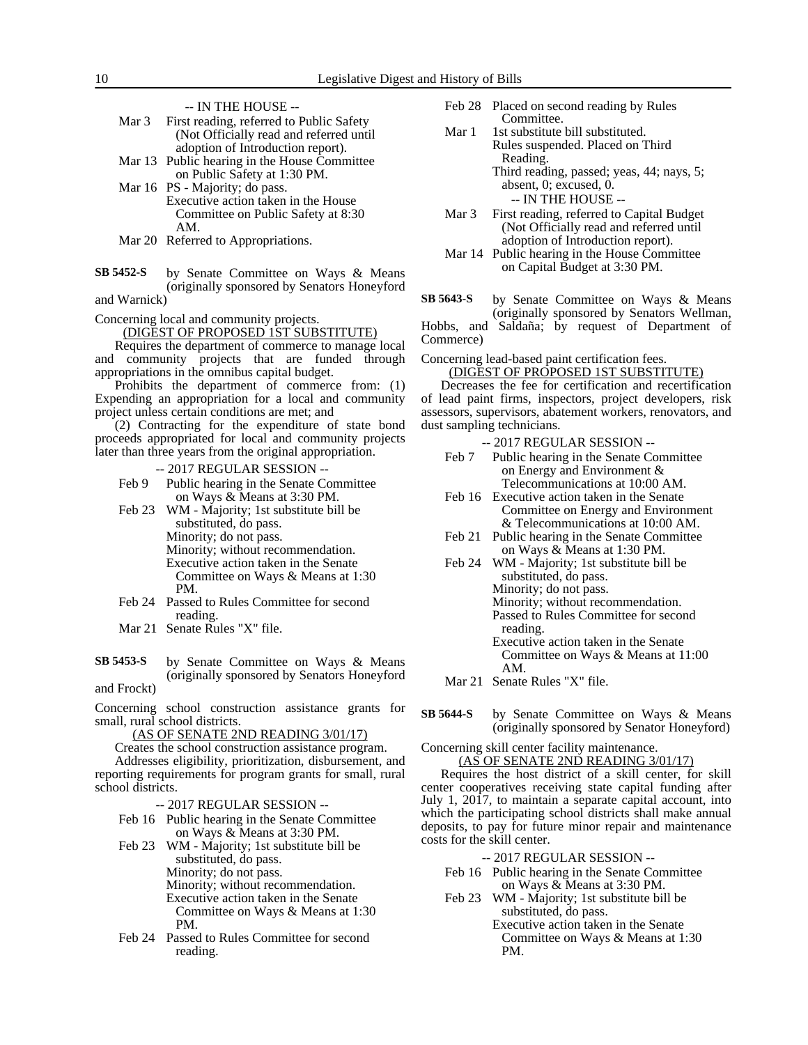-- IN THE HOUSE --

Mar 3 First reading, referred to Public Safety (Not Officially read and referred until adoption of Introduction report).
Mar 13 Public hearing in the House Committee on Public Safety at 1:30 PM.
Mar 16 PS - Majority; do pass.
Executive action taken in the House Committee on Public Safety at 8:30 AM.
Mar 20 Referred to Appropriations.

**SB 5452-S** by Senate Committee on Ways & Means (originally sponsored by Senators Honeyford and Warnick)

Concerning local and community projects.

(DIGEST OF PROPOSED 1ST SUBSTITUTE)

Requires the department of commerce to manage local and community projects that are funded through appropriations in the omnibus capital budget.

Prohibits the department of commerce from: (1) Expending an appropriation for a local and community project unless certain conditions are met; and

(2) Contracting for the expenditure of state bond proceeds appropriated for local and community projects later than three years from the original appropriation.

-- 2017 REGULAR SESSION --

Feb 9 Public hearing in the Senate Committee on Ways & Means at 3:30 PM.
Feb 23 WM - Majority; 1st substitute bill be substituted, do pass.
Minority; do not pass.
Minority; without recommendation.
Executive action taken in the Senate Committee on Ways & Means at 1:30 PM.
Feb 24 Passed to Rules Committee for second reading.
Mar 21 Senate Rules "X" file.

**SB 5453-S** by Senate Committee on Ways & Means (originally sponsored by Senators Honeyford and Frockt)

Concerning school construction assistance grants for small, rural school districts.

(AS OF SENATE 2ND READING 3/01/17)

Creates the school construction assistance program.

Addresses eligibility, prioritization, disbursement, and reporting requirements for program grants for small, rural school districts.

-- 2017 REGULAR SESSION --

Feb 16 Public hearing in the Senate Committee on Ways & Means at 3:30 PM.
Feb 23 WM - Majority; 1st substitute bill be substituted, do pass.
Minority; do not pass.
Minority; without recommendation.
Executive action taken in the Senate Committee on Ways & Means at 1:30 PM.
Feb 24 Passed to Rules Committee for second reading.
Feb 28 Placed on second reading by Rules Committee.
Mar 1 1st substitute bill substituted.
Rules suspended. Placed on Third Reading.
Third reading, passed; yeas, 44; nays, 5; absent, 0; excused, 0.

-- IN THE HOUSE --

Mar 3 First reading, referred to Capital Budget (Not Officially read and referred until adoption of Introduction report).
Mar 14 Public hearing in the House Committee on Capital Budget at 3:30 PM.

**SB 5643-S** by Senate Committee on Ways & Means (originally sponsored by Senators Wellman, Hobbs, and Saldaña; by request of Department of Commerce)

Concerning lead-based paint certification fees.

(DIGEST OF PROPOSED 1ST SUBSTITUTE)

Decreases the fee for certification and recertification of lead paint firms, inspectors, project developers, risk assessors, supervisors, abatement workers, renovators, and dust sampling technicians.

-- 2017 REGULAR SESSION --

Feb 7 Public hearing in the Senate Committee on Energy and Environment & Telecommunications at 10:00 AM.
Feb 16 Executive action taken in the Senate Committee on Energy and Environment & Telecommunications at 10:00 AM.
Feb 21 Public hearing in the Senate Committee on Ways & Means at 1:30 PM.
Feb 24 WM - Majority; 1st substitute bill be substituted, do pass.
Minority; do not pass.
Minority; without recommendation.
Passed to Rules Committee for second reading.
Executive action taken in the Senate Committee on Ways & Means at 11:00 AM.
Mar 21 Senate Rules "X" file.

**SB 5644-S** by Senate Committee on Ways & Means (originally sponsored by Senator Honeyford)

Concerning skill center facility maintenance.

(AS OF SENATE 2ND READING 3/01/17)

Requires the host district of a skill center, for skill center cooperatives receiving state capital funding after July 1, 2017, to maintain a separate capital account, into which the participating school districts shall make annual deposits, to pay for future minor repair and maintenance costs for the skill center.

-- 2017 REGULAR SESSION --

Feb 16 Public hearing in the Senate Committee on Ways & Means at 3:30 PM.
Feb 23 WM - Majority; 1st substitute bill be substituted, do pass.
Executive action taken in the Senate Committee on Ways & Means at 1:30 PM.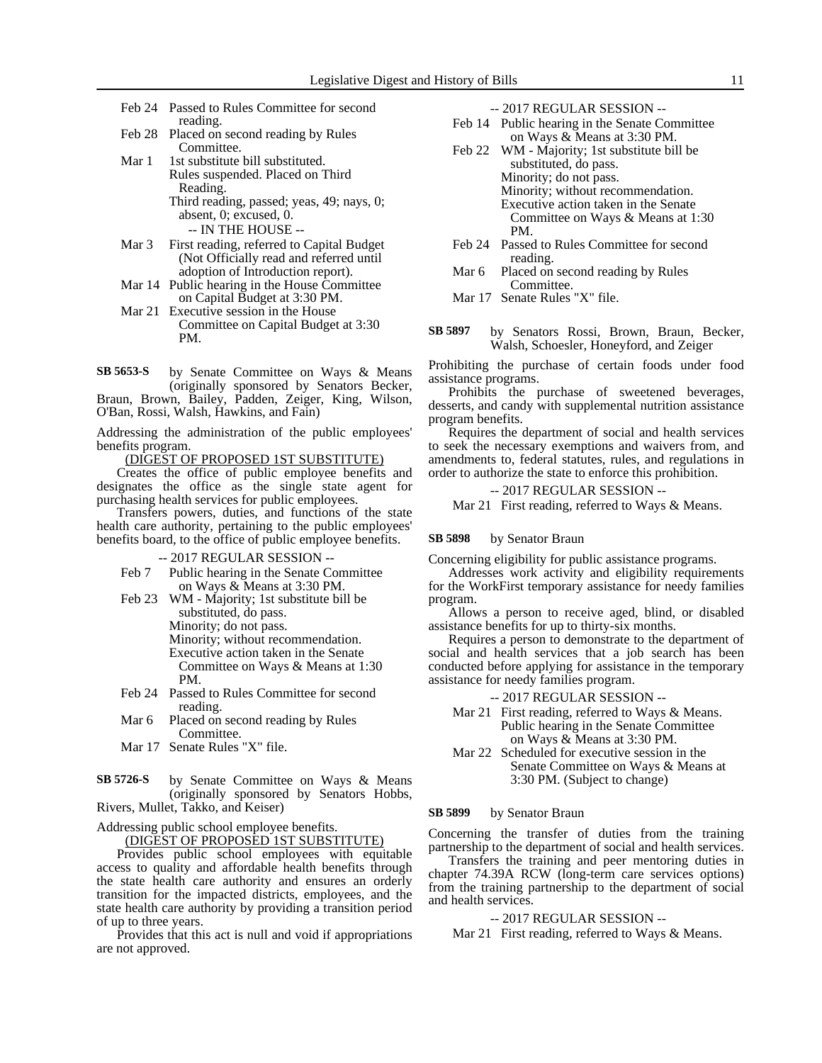Feb 24 Passed to Rules Committee for second reading.
Feb 28 Placed on second reading by Rules Committee.
Mar 1 1st substitute bill substituted.
Rules suspended. Placed on Third Reading.
Third reading, passed; yeas, 49; nays, 0; absent, 0; excused, 0.

-- IN THE HOUSE --

Mar 3 First reading, referred to Capital Budget (Not Officially read and referred until adoption of Introduction report).
Mar 14 Public hearing in the House Committee on Capital Budget at 3:30 PM.
Mar 21 Executive session in the House Committee on Capital Budget at 3:30 PM.

**SB 5653-S** by Senate Committee on Ways & Means (originally sponsored by Senators Becker, Braun, Brown, Bailey, Padden, Zeiger, King, Wilson, O'Ban, Rossi, Walsh, Hawkins, and Fain)

Addressing the administration of the public employees' benefits program.

(DIGEST OF PROPOSED 1ST SUBSTITUTE)

Creates the office of public employee benefits and designates the office as the single state agent for purchasing health services for public employees.

Transfers powers, duties, and functions of the state health care authority, pertaining to the public employees' benefits board, to the office of public employee benefits.

-- 2017 REGULAR SESSION --

Feb 7 Public hearing in the Senate Committee on Ways & Means at 3:30 PM.
Feb 23 WM - Majority; 1st substitute bill be substituted, do pass.
Minority; do not pass.
Minority; without recommendation.
Executive action taken in the Senate Committee on Ways & Means at 1:30 PM.
Feb 24 Passed to Rules Committee for second reading.
Mar 6 Placed on second reading by Rules Committee.
Mar 17 Senate Rules "X" file.

**SB 5726-S** by Senate Committee on Ways & Means (originally sponsored by Senators Hobbs, Rivers, Mullet, Takko, and Keiser)

Addressing public school employee benefits.

(DIGEST OF PROPOSED 1ST SUBSTITUTE)

Provides public school employees with equitable access to quality and affordable health benefits through the state health care authority and ensures an orderly transition for the impacted districts, employees, and the state health care authority by providing a transition period of up to three years.

Provides that this act is null and void if appropriations are not approved.

-- 2017 REGULAR SESSION --

Feb 14 Public hearing in the Senate Committee on Ways & Means at 3:30 PM.
Feb 22 WM - Majority; 1st substitute bill be substituted, do pass.
Minority; do not pass.
Minority; without recommendation.
Executive action taken in the Senate Committee on Ways & Means at 1:30 PM.
Feb 24 Passed to Rules Committee for second reading.
Mar 6 Placed on second reading by Rules Committee.
Mar 17 Senate Rules "X" file.

**SB 5897** by Senators Rossi, Brown, Braun, Becker, Walsh, Schoesler, Honeyford, and Zeiger

Prohibiting the purchase of certain foods under food assistance programs.

Prohibits the purchase of sweetened beverages, desserts, and candy with supplemental nutrition assistance program benefits.

Requires the department of social and health services to seek the necessary exemptions and waivers from, and amendments to, federal statutes, rules, and regulations in order to authorize the state to enforce this prohibition.

-- 2017 REGULAR SESSION --

Mar 21 First reading, referred to Ways & Means.

**SB 5898** by Senator Braun

Concerning eligibility for public assistance programs.

Addresses work activity and eligibility requirements for the WorkFirst temporary assistance for needy families program.

Allows a person to receive aged, blind, or disabled assistance benefits for up to thirty-six months.

Requires a person to demonstrate to the department of social and health services that a job search has been conducted before applying for assistance in the temporary assistance for needy families program.

-- 2017 REGULAR SESSION --

Mar 21 First reading, referred to Ways & Means.
Public hearing in the Senate Committee on Ways & Means at 3:30 PM.
Mar 22 Scheduled for executive session in the Senate Committee on Ways & Means at 3:30 PM. (Subject to change)

**SB 5899** by Senator Braun

Concerning the transfer of duties from the training partnership to the department of social and health services.

Transfers the training and peer mentoring duties in chapter 74.39A RCW (long-term care services options) from the training partnership to the department of social and health services.

-- 2017 REGULAR SESSION --

Mar 21 First reading, referred to Ways & Means.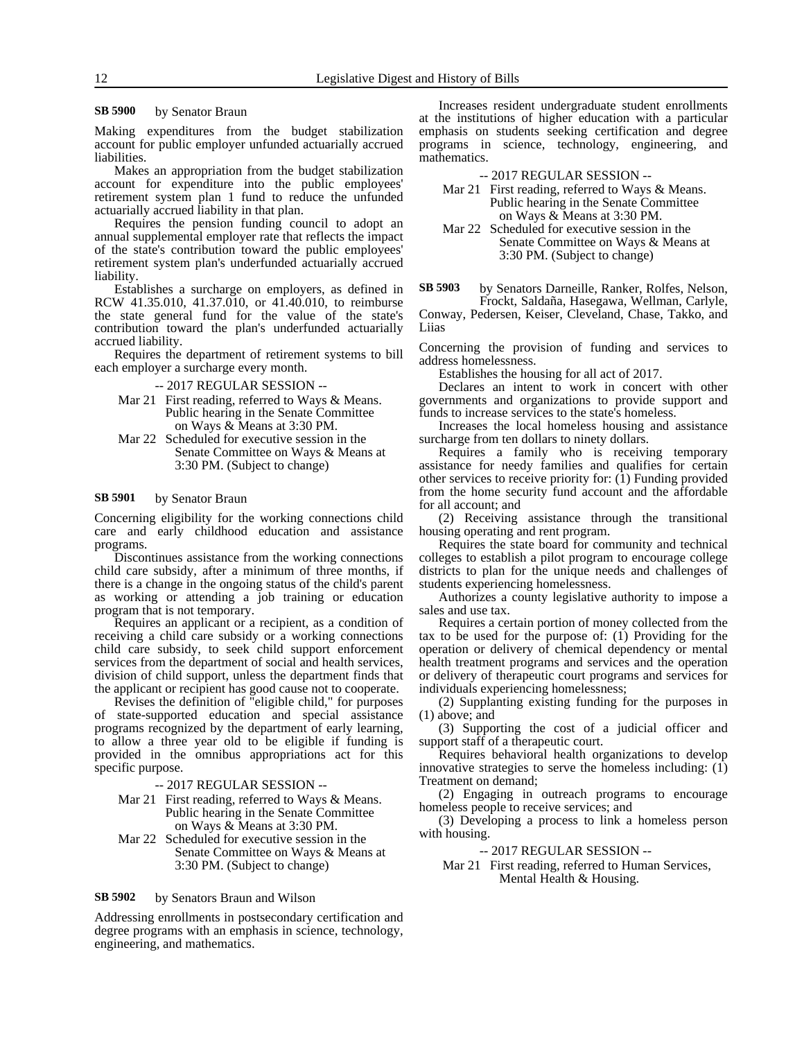**SB 5900** by Senator Braun

Making expenditures from the budget stabilization account for public employer unfunded actuarially accrued liabilities.

Makes an appropriation from the budget stabilization account for expenditure into the public employees' retirement system plan 1 fund to reduce the unfunded actuarially accrued liability in that plan.

Requires the pension funding council to adopt an annual supplemental employer rate that reflects the impact of the state's contribution toward the public employees' retirement system plan's underfunded actuarially accrued liability.

Establishes a surcharge on employers, as defined in RCW 41.35.010, 41.37.010, or 41.40.010, to reimburse the state general fund for the value of the state's contribution toward the plan's underfunded actuarially accrued liability.

Requires the department of retirement systems to bill each employer a surcharge every month.

-- 2017 REGULAR SESSION --

Mar 21 First reading, referred to Ways & Means. Public hearing in the Senate Committee on Ways & Means at 3:30 PM.

Mar 22 Scheduled for executive session in the Senate Committee on Ways & Means at 3:30 PM. (Subject to change)

**SB 5901** by Senator Braun

Concerning eligibility for the working connections child care and early childhood education and assistance programs.

Discontinues assistance from the working connections child care subsidy, after a minimum of three months, if there is a change in the ongoing status of the child's parent as working or attending a job training or education program that is not temporary.

Requires an applicant or a recipient, as a condition of receiving a child care subsidy or a working connections child care subsidy, to seek child support enforcement services from the department of social and health services, division of child support, unless the department finds that the applicant or recipient has good cause not to cooperate.

Revises the definition of "eligible child," for purposes of state-supported education and special assistance programs recognized by the department of early learning, to allow a three year old to be eligible if funding is provided in the omnibus appropriations act for this specific purpose.

-- 2017 REGULAR SESSION --

Mar 21 First reading, referred to Ways & Means. Public hearing in the Senate Committee on Ways & Means at 3:30 PM.

Mar 22 Scheduled for executive session in the Senate Committee on Ways & Means at 3:30 PM. (Subject to change)

**SB 5902** by Senators Braun and Wilson

Addressing enrollments in postsecondary certification and degree programs with an emphasis in science, technology, engineering, and mathematics.

Increases resident undergraduate student enrollments at the institutions of higher education with a particular emphasis on students seeking certification and degree programs in science, technology, engineering, and mathematics.

-- 2017 REGULAR SESSION --

Mar 21 First reading, referred to Ways & Means. Public hearing in the Senate Committee on Ways & Means at 3:30 PM.

Mar 22 Scheduled for executive session in the Senate Committee on Ways & Means at 3:30 PM. (Subject to change)

**SB 5903** by Senators Darneille, Ranker, Rolfes, Nelson, Frockt, Saldaña, Hasegawa, Wellman, Carlyle, Conway, Pedersen, Keiser, Cleveland, Chase, Takko, and Liias

Concerning the provision of funding and services to address homelessness.

Establishes the housing for all act of 2017.

Declares an intent to work in concert with other governments and organizations to provide support and funds to increase services to the state's homeless.

Increases the local homeless housing and assistance surcharge from ten dollars to ninety dollars.

Requires a family who is receiving temporary assistance for needy families and qualifies for certain other services to receive priority for: (1) Funding provided from the home security fund account and the affordable for all account; and

(2) Receiving assistance through the transitional housing operating and rent program.

Requires the state board for community and technical colleges to establish a pilot program to encourage college districts to plan for the unique needs and challenges of students experiencing homelessness.

Authorizes a county legislative authority to impose a sales and use tax.

Requires a certain portion of money collected from the tax to be used for the purpose of: (1) Providing for the operation or delivery of chemical dependency or mental health treatment programs and services and the operation or delivery of therapeutic court programs and services for individuals experiencing homelessness;

(2) Supplanting existing funding for the purposes in (1) above; and

(3) Supporting the cost of a judicial officer and support staff of a therapeutic court.

Requires behavioral health organizations to develop innovative strategies to serve the homeless including: (1) Treatment on demand;

(2) Engaging in outreach programs to encourage homeless people to receive services; and

(3) Developing a process to link a homeless person with housing.

-- 2017 REGULAR SESSION --

Mar 21 First reading, referred to Human Services, Mental Health & Housing.